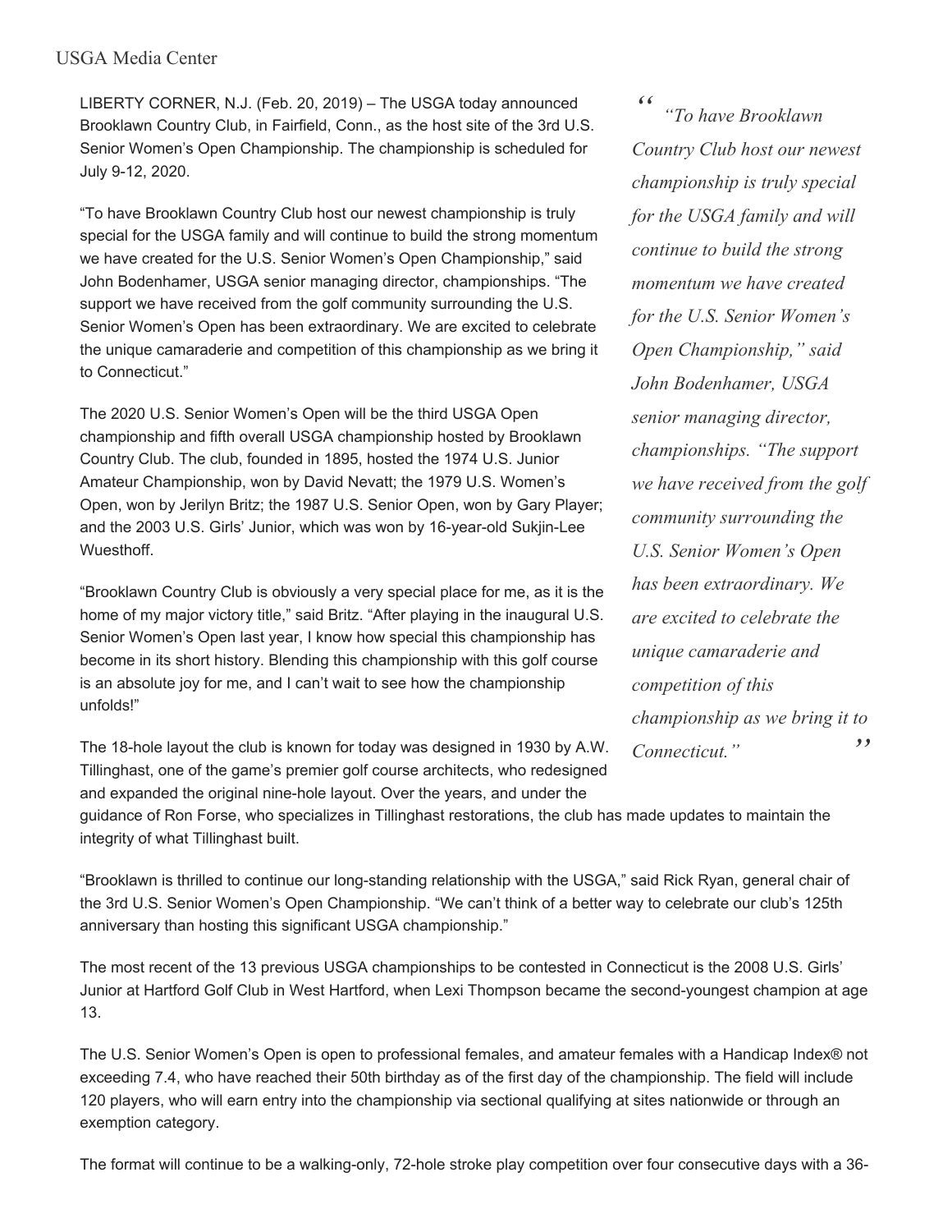USGA Media Center

LIBERTY CORNER, N.J. (Feb. 20, 2019) – The USGA today announced Brooklawn Country Club, in Fairfield, Conn., as the host site of the 3rd U.S. Senior Women's Open Championship. The championship is scheduled for July 9-12, 2020.

"To have Brooklawn Country Club host our newest championship is truly special for the USGA family and will continue to build the strong momentum we have created for the U.S. Senior Women's Open Championship," said John Bodenhamer, USGA senior managing director, championships. "The support we have received from the golf community surrounding the U.S. Senior Women's Open has been extraordinary. We are excited to celebrate the unique camaraderie and competition of this championship as we bring it to Connecticut."

> *"To have Brooklawn Country Club host our newest championship is truly special for the USGA family and will continue to build the strong momentum we have created for the U.S. Senior Women's Open Championship," said John Bodenhamer, USGA senior managing director, championships. "The support we have received from the golf community surrounding the U.S. Senior Women's Open has been extraordinary. We are excited to celebrate the unique camaraderie and competition of this championship as we bring it to Connecticut."*

The 2020 U.S. Senior Women's Open will be the third USGA Open championship and fifth overall USGA championship hosted by Brooklawn Country Club. The club, founded in 1895, hosted the 1974 U.S. Junior Amateur Championship, won by David Nevatt; the 1979 U.S. Women's Open, won by Jerilyn Britz; the 1987 U.S. Senior Open, won by Gary Player; and the 2003 U.S. Girls' Junior, which was won by 16-year-old Sukjin-Lee Wuesthoff.

"Brooklawn Country Club is obviously a very special place for me, as it is the home of my major victory title," said Britz. "After playing in the inaugural U.S. Senior Women's Open last year, I know how special this championship has become in its short history. Blending this championship with this golf course is an absolute joy for me, and I can't wait to see how the championship unfolds!"

The 18-hole layout the club is known for today was designed in 1930 by A.W. Tillinghast, one of the game's premier golf course architects, who redesigned and expanded the original nine-hole layout. Over the years, and under the guidance of Ron Forse, who specializes in Tillinghast restorations, the club has made updates to maintain the integrity of what Tillinghast built.

"Brooklawn is thrilled to continue our long-standing relationship with the USGA," said Rick Ryan, general chair of the 3rd U.S. Senior Women's Open Championship. "We can't think of a better way to celebrate our club's 125th anniversary than hosting this significant USGA championship."

The most recent of the 13 previous USGA championships to be contested in Connecticut is the 2008 U.S. Girls' Junior at Hartford Golf Club in West Hartford, when Lexi Thompson became the second-youngest champion at age 13.

The U.S. Senior Women's Open is open to professional females, and amateur females with a Handicap Index® not exceeding 7.4, who have reached their 50th birthday as of the first day of the championship. The field will include 120 players, who will earn entry into the championship via sectional qualifying at sites nationwide or through an exemption category.

The format will continue to be a walking-only, 72-hole stroke play competition over four consecutive days with a 36-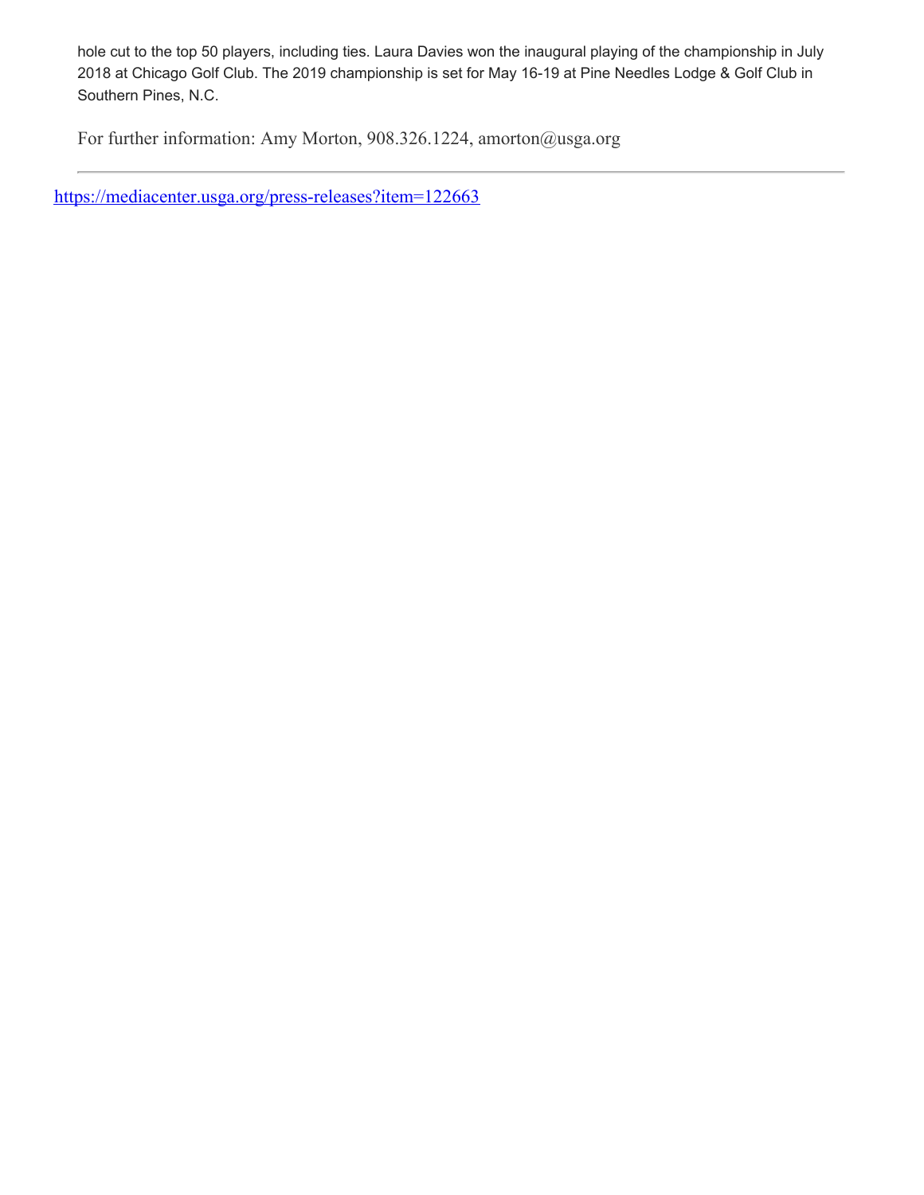hole cut to the top 50 players, including ties. Laura Davies won the inaugural playing of the championship in July 2018 at Chicago Golf Club. The 2019 championship is set for May 16-19 at Pine Needles Lodge & Golf Club in Southern Pines, N.C.

For further information: Amy Morton, 908.326.1224, amorton@usga.org

---

https://mediacenter.usga.org/press-releases?item=122663